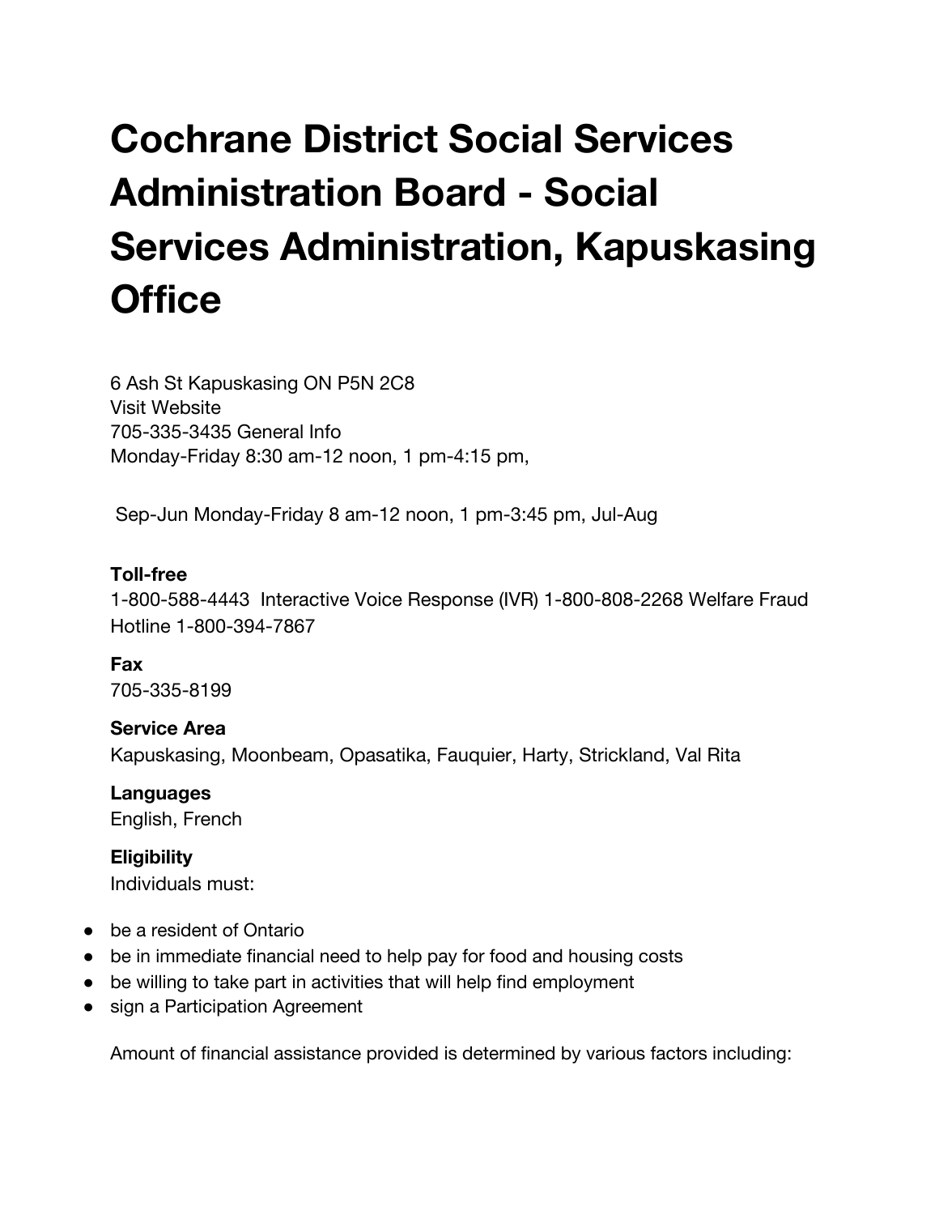# Cochrane District Social Services Administration Board - Social Services Administration, Kapuskasing Office

6 Ash St Kapuskasing ON P5N 2C8
Visit Website
705-335-3435 General Info
Monday-Friday 8:30 am-12 noon, 1 pm-4:15 pm,

Sep-Jun Monday-Friday 8 am-12 noon, 1 pm-3:45 pm, Jul-Aug

**Toll-free**
1-800-588-4443 Interactive Voice Response (IVR) 1-800-808-2268 Welfare Fraud Hotline 1-800-394-7867

**Fax**
705-335-8199

**Service Area**
Kapuskasing, Moonbeam, Opasatika, Fauquier, Harty, Strickland, Val Rita

**Languages**
English, French

**Eligibility**
Individuals must:

- be a resident of Ontario
- be in immediate financial need to help pay for food and housing costs
- be willing to take part in activities that will help find employment
- sign a Participation Agreement

Amount of financial assistance provided is determined by various factors including: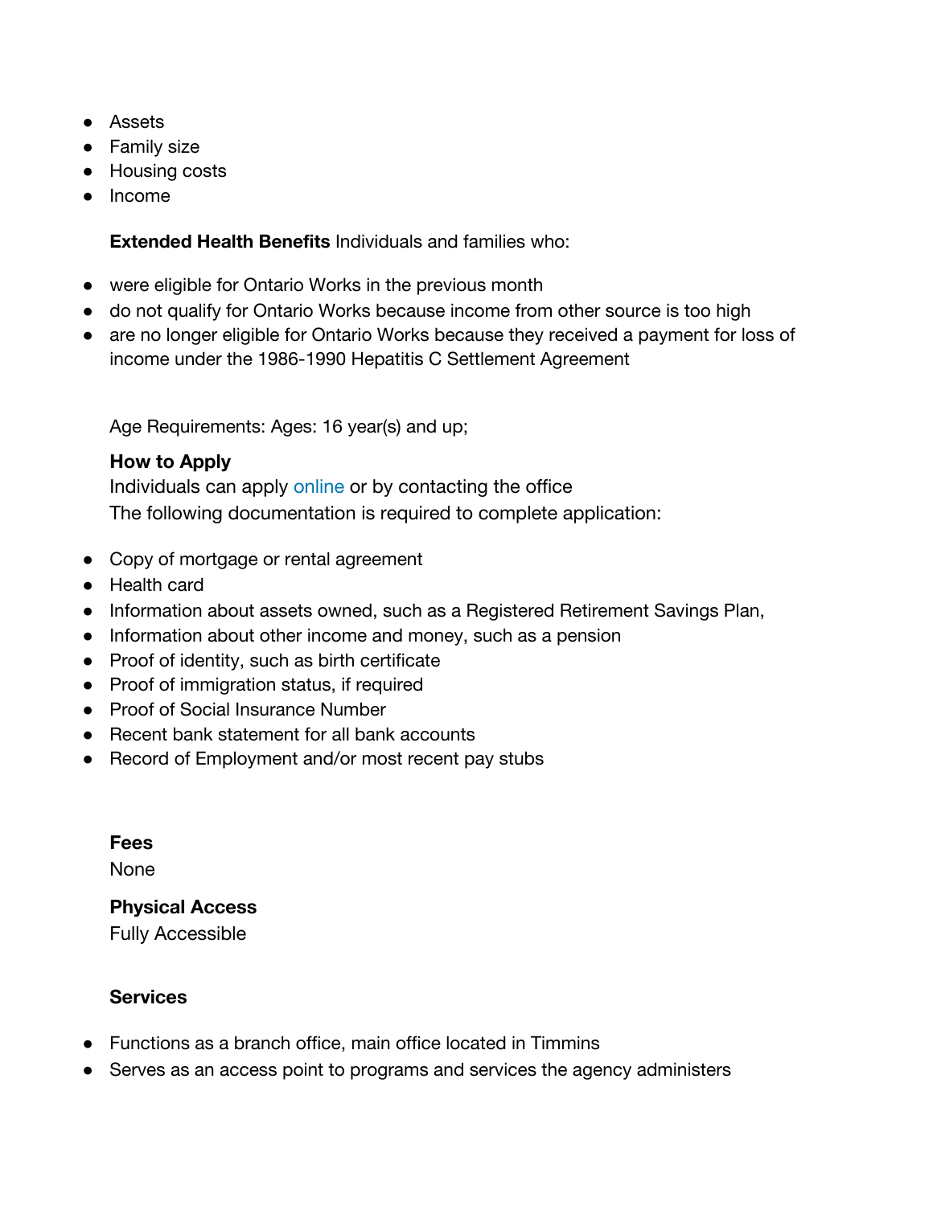- Assets
- Family size
- Housing costs
- Income

**Extended Health Benefits** Individuals and families who:

- were eligible for Ontario Works in the previous month
- do not qualify for Ontario Works because income from other source is too high
- are no longer eligible for Ontario Works because they received a payment for loss of income under the 1986-1990 Hepatitis C Settlement Agreement

Age Requirements: Ages: 16 year(s) and up;

**How to Apply**

Individuals can apply online or by contacting the office

The following documentation is required to complete application:

- Copy of mortgage or rental agreement
- Health card
- Information about assets owned, such as a Registered Retirement Savings Plan,
- Information about other income and money, such as a pension
- Proof of identity, such as birth certificate
- Proof of immigration status, if required
- Proof of Social Insurance Number
- Recent bank statement for all bank accounts
- Record of Employment and/or most recent pay stubs

**Fees**

None

**Physical Access**

Fully Accessible

**Services**

- Functions as a branch office, main office located in Timmins
- Serves as an access point to programs and services the agency administers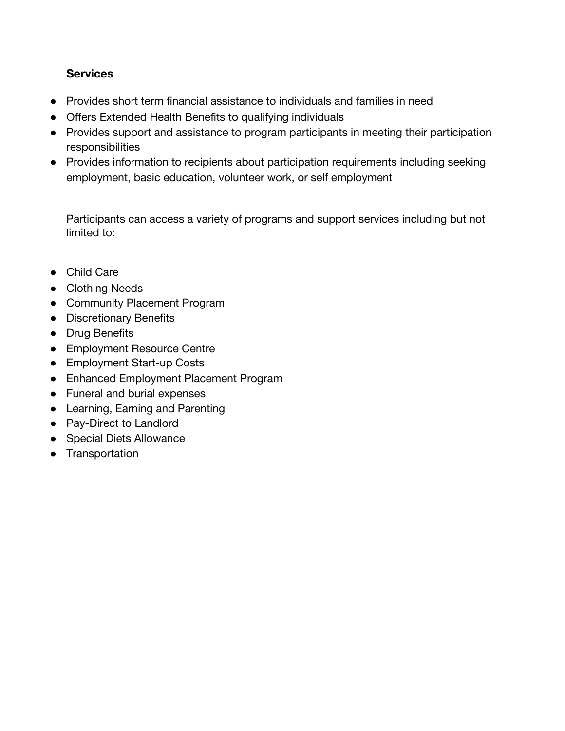**Services**

- Provides short term financial assistance to individuals and families in need
- Offers Extended Health Benefits to qualifying individuals
- Provides support and assistance to program participants in meeting their participation responsibilities
- Provides information to recipients about participation requirements including seeking employment, basic education, volunteer work, or self employment

Participants can access a variety of programs and support services including but not limited to:

- Child Care
- Clothing Needs
- Community Placement Program
- Discretionary Benefits
- Drug Benefits
- Employment Resource Centre
- Employment Start-up Costs
- Enhanced Employment Placement Program
- Funeral and burial expenses
- Learning, Earning and Parenting
- Pay-Direct to Landlord
- Special Diets Allowance
- Transportation